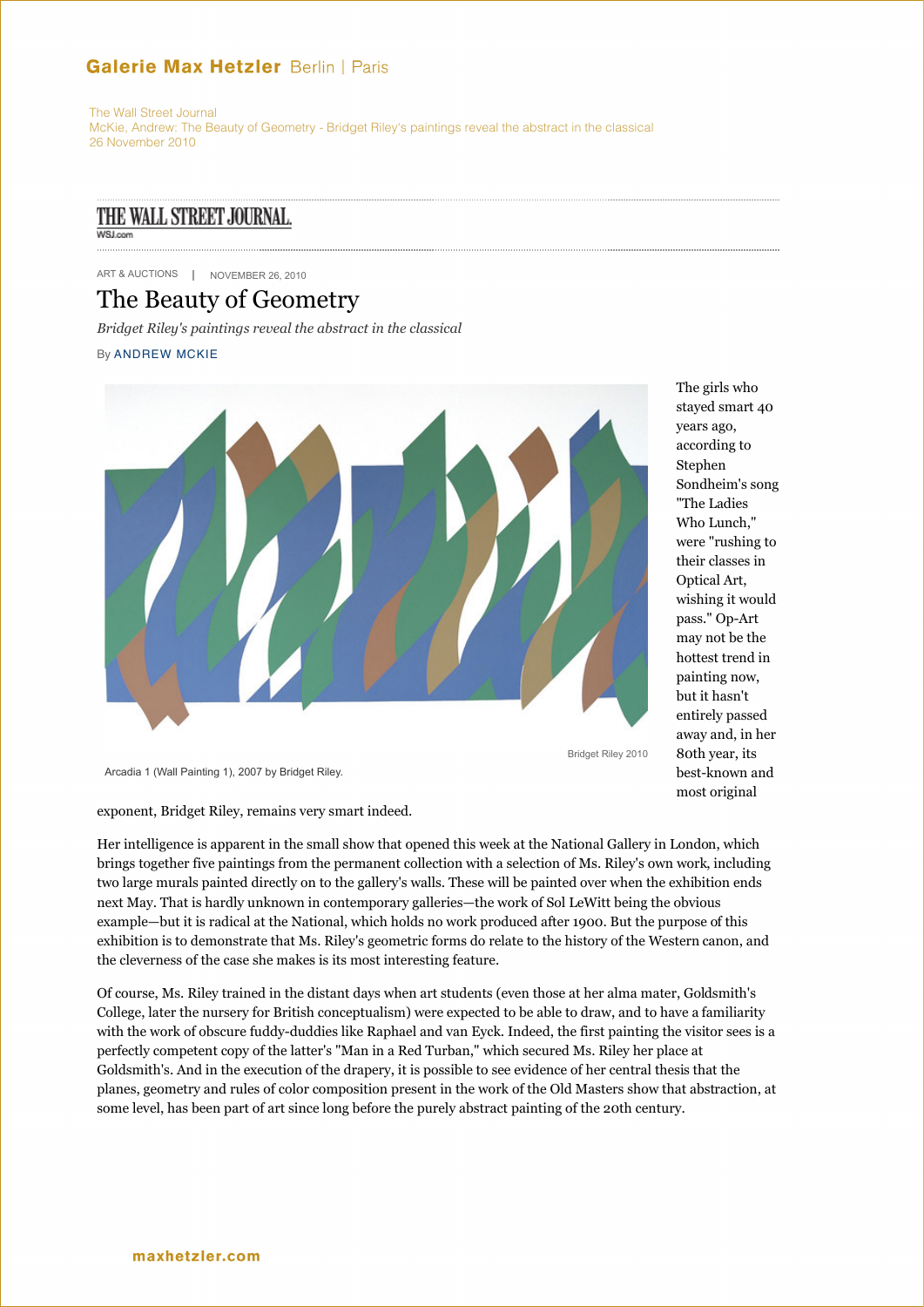Galerie Max Hetzler Berlin | Paris

The Wall Street Journal
McKie, Andrew: The Beauty of Geometry - Bridget Riley's paintings reveal the abstract in the classical
26 November 2010

THE WALL STREET JOURNAL.
WSJ.com

ART & AUCTIONS | NOVEMBER 26, 2010

# The Beauty of Geometry

*Bridget Riley's paintings reveal the abstract in the classical*

By ANDREW MCKIE

Bridget Riley 2010

Arcadia 1 (Wall Painting 1), 2007 by Bridget Riley.

The girls who stayed smart 40 years ago, according to Stephen Sondheim's song "The Ladies Who Lunch," were "rushing to their classes in Optical Art, wishing it would pass." Op-Art may not be the hottest trend in painting now, but it hasn't entirely passed away and, in her 80th year, its best-known and most original exponent, Bridget Riley, remains very smart indeed.

Her intelligence is apparent in the small show that opened this week at the National Gallery in London, which brings together five paintings from the permanent collection with a selection of Ms. Riley's own work, including two large murals painted directly on to the gallery's walls. These will be painted over when the exhibition ends next May. That is hardly unknown in contemporary galleries—the work of Sol LeWitt being the obvious example—but it is radical at the National, which holds no work produced after 1900. But the purpose of this exhibition is to demonstrate that Ms. Riley's geometric forms do relate to the history of the Western canon, and the cleverness of the case she makes is its most interesting feature.

Of course, Ms. Riley trained in the distant days when art students (even those at her alma mater, Goldsmith's College, later the nursery for British conceptualism) were expected to be able to draw, and to have a familiarity with the work of obscure fuddy-duddies like Raphael and van Eyck. Indeed, the first painting the visitor sees is a perfectly competent copy of the latter's "Man in a Red Turban," which secured Ms. Riley her place at Goldsmith's. And in the execution of the drapery, it is possible to see evidence of her central thesis that the planes, geometry and rules of color composition present in the work of the Old Masters show that abstraction, at some level, has been part of art since long before the purely abstract painting of the 20th century.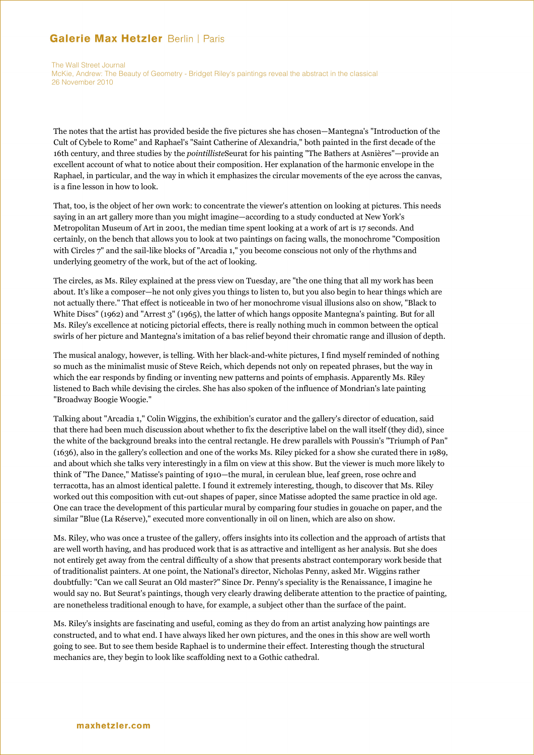The notes that the artist has provided beside the five pictures she has chosen—Mantegna's "Introduction of the Cult of Cybele to Rome" and Raphael's "Saint Catherine of Alexandria," both painted in the first decade of the 16th century, and three studies by the *pointilliste*Seurat for his painting "The Bathers at Asnières"—provide an excellent account of what to notice about their composition. Her explanation of the harmonic envelope in the Raphael, in particular, and the way in which it emphasizes the circular movements of the eye across the canvas, is a fine lesson in how to look.

That, too, is the object of her own work: to concentrate the viewer's attention on looking at pictures. This needs saying in an art gallery more than you might imagine—according to a study conducted at New York's Metropolitan Museum of Art in 2001, the median time spent looking at a work of art is 17 seconds. And certainly, on the bench that allows you to look at two paintings on facing walls, the monochrome "Composition with Circles 7" and the sail-like blocks of "Arcadia 1," you become conscious not only of the rhythms and underlying geometry of the work, but of the act of looking.

The circles, as Ms. Riley explained at the press view on Tuesday, are "the one thing that all my work has been about. It's like a composer—he not only gives you things to listen to, but you also begin to hear things which are not actually there." That effect is noticeable in two of her monochrome visual illusions also on show, "Black to White Discs" (1962) and "Arrest 3" (1965), the latter of which hangs opposite Mantegna's painting. But for all Ms. Riley's excellence at noticing pictorial effects, there is really nothing much in common between the optical swirls of her picture and Mantegna's imitation of a bas relief beyond their chromatic range and illusion of depth.

The musical analogy, however, is telling. With her black-and-white pictures, I find myself reminded of nothing so much as the minimalist music of Steve Reich, which depends not only on repeated phrases, but the way in which the ear responds by finding or inventing new patterns and points of emphasis. Apparently Ms. Riley listened to Bach while devising the circles. She has also spoken of the influence of Mondrian's late painting "Broadway Boogie Woogie."

Talking about "Arcadia 1," Colin Wiggins, the exhibition's curator and the gallery's director of education, said that there had been much discussion about whether to fix the descriptive label on the wall itself (they did), since the white of the background breaks into the central rectangle. He drew parallels with Poussin's "Triumph of Pan" (1636), also in the gallery's collection and one of the works Ms. Riley picked for a show she curated there in 1989, and about which she talks very interestingly in a film on view at this show. But the viewer is much more likely to think of "The Dance," Matisse's painting of 1910—the mural, in cerulean blue, leaf green, rose ochre and terracotta, has an almost identical palette. I found it extremely interesting, though, to discover that Ms. Riley worked out this composition with cut-out shapes of paper, since Matisse adopted the same practice in old age. One can trace the development of this particular mural by comparing four studies in gouache on paper, and the similar "Blue (La Réserve)," executed more conventionally in oil on linen, which are also on show.

Ms. Riley, who was once a trustee of the gallery, offers insights into its collection and the approach of artists that are well worth having, and has produced work that is as attractive and intelligent as her analysis. But she does not entirely get away from the central difficulty of a show that presents abstract contemporary work beside that of traditionalist painters. At one point, the National's director, Nicholas Penny, asked Mr. Wiggins rather doubtfully: "Can we call Seurat an Old master?" Since Dr. Penny's speciality is the Renaissance, I imagine he would say no. But Seurat's paintings, though very clearly drawing deliberate attention to the practice of painting, are nonetheless traditional enough to have, for example, a subject other than the surface of the paint.

Ms. Riley's insights are fascinating and useful, coming as they do from an artist analyzing how paintings are constructed, and to what end. I have always liked her own pictures, and the ones in this show are well worth going to see. But to see them beside Raphael is to undermine their effect. Interesting though the structural mechanics are, they begin to look like scaffolding next to a Gothic cathedral.